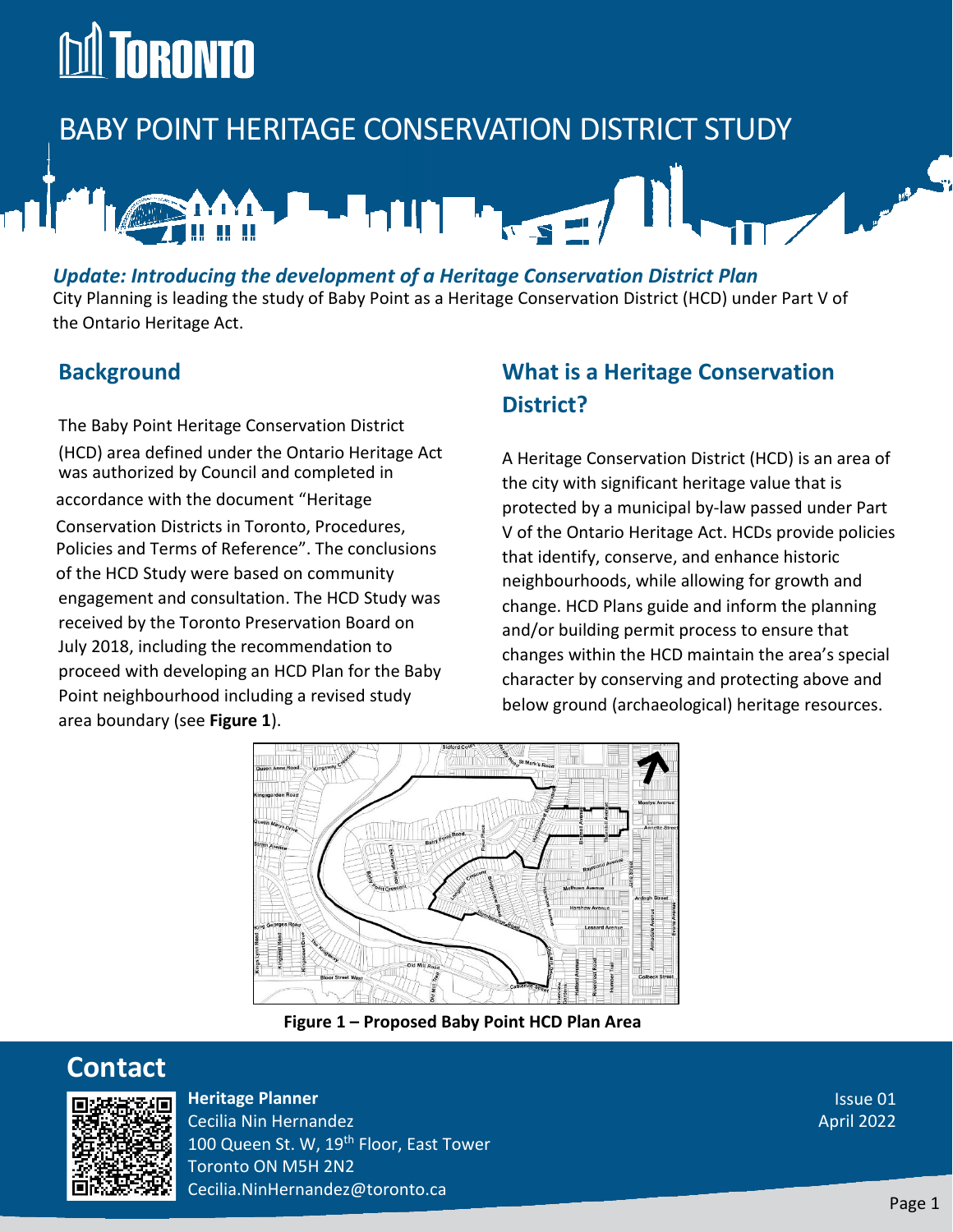# BABY POINT HERITAGE CONSERVATION DISTRICT STUDY

***Update: Introducing the development of a Heritage Conservation District Plan***

City Planning is leading the study of Baby Point as a Heritage Conservation District (HCD) under Part V of the Ontario Heritage Act.

## Background

The Baby Point Heritage Conservation District (HCD) area defined under the Ontario Heritage Act was authorized by Council and completed in accordance with the document "Heritage Conservation Districts in Toronto, Procedures, Policies and Terms of Reference". The conclusions of the HCD Study were based on community engagement and consultation. The HCD Study was received by the Toronto Preservation Board on July 2018, including the recommendation to proceed with developing an HCD Plan for the Baby Point neighbourhood including a revised study area boundary (see **Figure 1**).

## What is a Heritage Conservation District?

A Heritage Conservation District (HCD) is an area of the city with significant heritage value that is protected by a municipal by-law passed under Part V of the Ontario Heritage Act. HCDs provide policies that identify, conserve, and enhance historic neighbourhoods, while allowing for growth and change. HCD Plans guide and inform the planning and/or building permit process to ensure that changes within the HCD maintain the area's special character by conserving and protecting above and below ground (archaeological) heritage resources.

**Figure 1 – Proposed Baby Point HCD Plan Area**

## Contact

**Heritage Planner**
Cecilia Nin Hernandez
100 Queen St. W, 19th Floor, East Tower
Toronto ON M5H 2N2
Cecilia.NinHernandez@toronto.ca

Issue 01
April 2022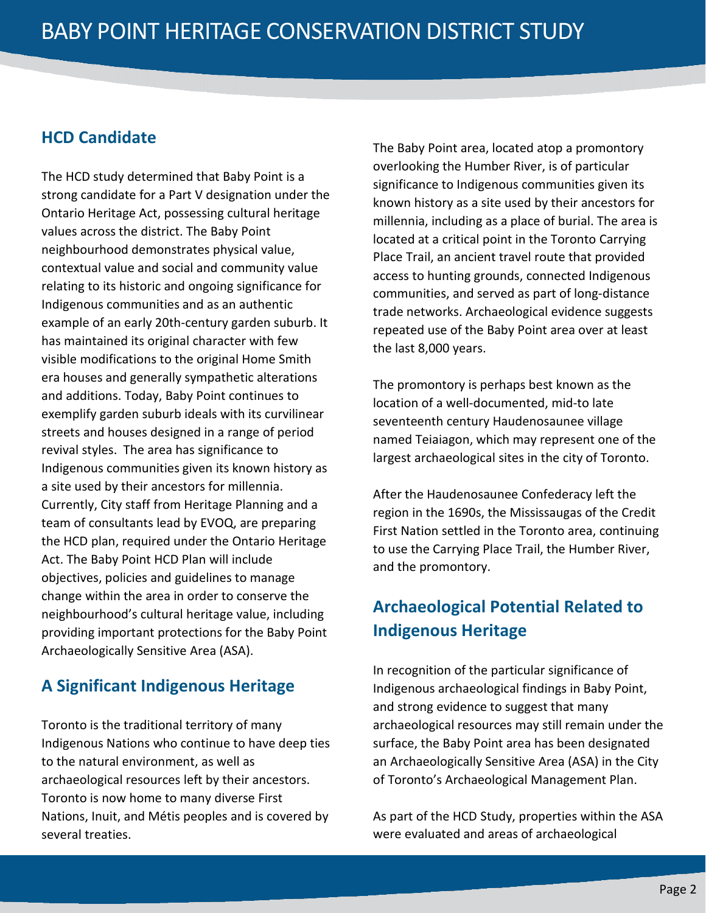## HCD Candidate

The HCD study determined that Baby Point is a strong candidate for a Part V designation under the Ontario Heritage Act, possessing cultural heritage values across the district. The Baby Point neighbourhood demonstrates physical value, contextual value and social and community value relating to its historic and ongoing significance for Indigenous communities and as an authentic example of an early 20th-century garden suburb. It has maintained its original character with few visible modifications to the original Home Smith era houses and generally sympathetic alterations and additions. Today, Baby Point continues to exemplify garden suburb ideals with its curvilinear streets and houses designed in a range of period revival styles. The area has significance to Indigenous communities given its known history as a site used by their ancestors for millennia. Currently, City staff from Heritage Planning and a team of consultants lead by EVOQ, are preparing the HCD plan, required under the Ontario Heritage Act. The Baby Point HCD Plan will include objectives, policies and guidelines to manage change within the area in order to conserve the neighbourhood's cultural heritage value, including providing important protections for the Baby Point Archaeologically Sensitive Area (ASA).

## A Significant Indigenous Heritage

Toronto is the traditional territory of many Indigenous Nations who continue to have deep ties to the natural environment, as well as archaeological resources left by their ancestors. Toronto is now home to many diverse First Nations, Inuit, and Métis peoples and is covered by several treaties.

The Baby Point area, located atop a promontory overlooking the Humber River, is of particular significance to Indigenous communities given its known history as a site used by their ancestors for millennia, including as a place of burial. The area is located at a critical point in the Toronto Carrying Place Trail, an ancient travel route that provided access to hunting grounds, connected Indigenous communities, and served as part of long-distance trade networks. Archaeological evidence suggests repeated use of the Baby Point area over at least the last 8,000 years.

The promontory is perhaps best known as the location of a well-documented, mid-to late seventeenth century Haudenosaunee village named Teiaiagon, which may represent one of the largest archaeological sites in the city of Toronto.

After the Haudenosaunee Confederacy left the region in the 1690s, the Mississaugas of the Credit First Nation settled in the Toronto area, continuing to use the Carrying Place Trail, the Humber River, and the promontory.

## Archaeological Potential Related to Indigenous Heritage

In recognition of the particular significance of Indigenous archaeological findings in Baby Point, and strong evidence to suggest that many archaeological resources may still remain under the surface, the Baby Point area has been designated an Archaeologically Sensitive Area (ASA) in the City of Toronto's Archaeological Management Plan.

As part of the HCD Study, properties within the ASA were evaluated and areas of archaeological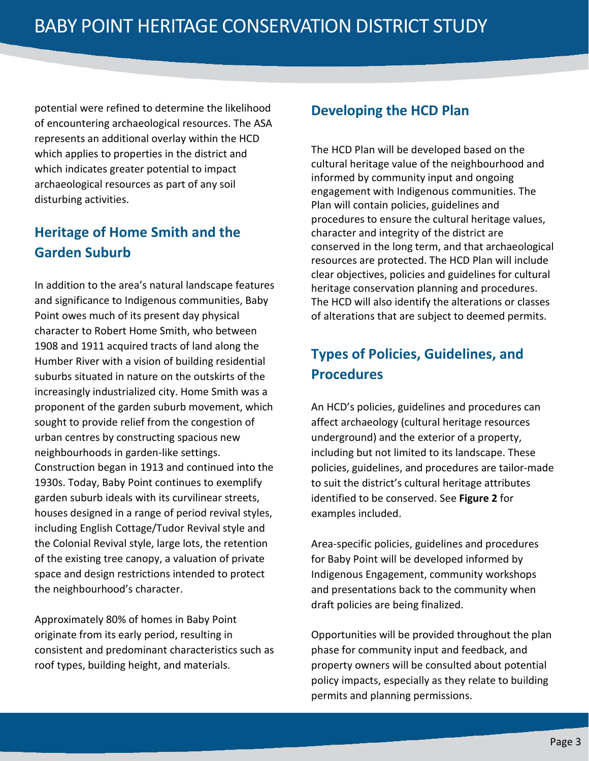potential were refined to determine the likelihood of encountering archaeological resources. The ASA represents an additional overlay within the HCD which applies to properties in the district and which indicates greater potential to impact archaeological resources as part of any soil disturbing activities.

## Heritage of Home Smith and the Garden Suburb

In addition to the area's natural landscape features and significance to Indigenous communities, Baby Point owes much of its present day physical character to Robert Home Smith, who between 1908 and 1911 acquired tracts of land along the Humber River with a vision of building residential suburbs situated in nature on the outskirts of the increasingly industrialized city. Home Smith was a proponent of the garden suburb movement, which sought to provide relief from the congestion of urban centres by constructing spacious new neighbourhoods in garden-like settings. Construction began in 1913 and continued into the 1930s. Today, Baby Point continues to exemplify garden suburb ideals with its curvilinear streets, houses designed in a range of period revival styles, including English Cottage/Tudor Revival style and the Colonial Revival style, large lots, the retention of the existing tree canopy, a valuation of private space and design restrictions intended to protect the neighbourhood's character.

Approximately 80% of homes in Baby Point originate from its early period, resulting in consistent and predominant characteristics such as roof types, building height, and materials.

## Developing the HCD Plan

The HCD Plan will be developed based on the cultural heritage value of the neighbourhood and informed by community input and ongoing engagement with Indigenous communities. The Plan will contain policies, guidelines and procedures to ensure the cultural heritage values, character and integrity of the district are conserved in the long term, and that archaeological resources are protected. The HCD Plan will include clear objectives, policies and guidelines for cultural heritage conservation planning and procedures. The HCD will also identify the alterations or classes of alterations that are subject to deemed permits.

## Types of Policies, Guidelines, and Procedures

An HCD's policies, guidelines and procedures can affect archaeology (cultural heritage resources underground) and the exterior of a property, including but not limited to its landscape. These policies, guidelines, and procedures are tailor-made to suit the district's cultural heritage attributes identified to be conserved. See **Figure 2** for examples included.

Area-specific policies, guidelines and procedures for Baby Point will be developed informed by Indigenous Engagement, community workshops and presentations back to the community when draft policies are being finalized.

Opportunities will be provided throughout the plan phase for community input and feedback, and property owners will be consulted about potential policy impacts, especially as they relate to building permits and planning permissions.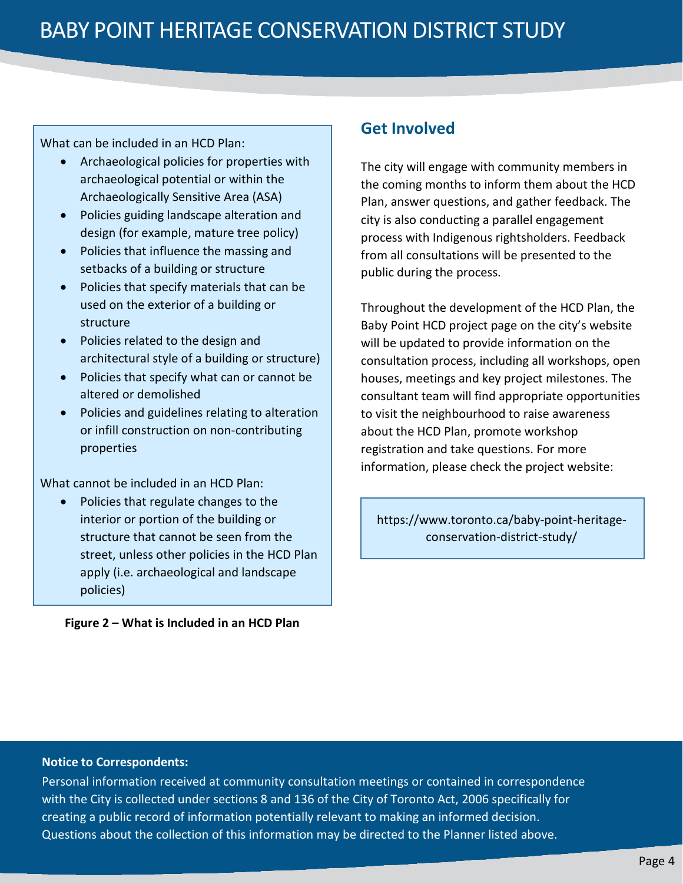What can be included in an HCD Plan:

- Archaeological policies for properties with archaeological potential or within the Archaeologically Sensitive Area (ASA)
- Policies guiding landscape alteration and design (for example, mature tree policy)
- Policies that influence the massing and setbacks of a building or structure
- Policies that specify materials that can be used on the exterior of a building or structure
- Policies related to the design and architectural style of a building or structure)
- Policies that specify what can or cannot be altered or demolished
- Policies and guidelines relating to alteration or infill construction on non-contributing properties

What cannot be included in an HCD Plan:

- Policies that regulate changes to the interior or portion of the building or structure that cannot be seen from the street, unless other policies in the HCD Plan apply (i.e. archaeological and landscape policies)

**Figure 2 – What is Included in an HCD Plan**

## Get Involved

The city will engage with community members in the coming months to inform them about the HCD Plan, answer questions, and gather feedback. The city is also conducting a parallel engagement process with Indigenous rightsholders. Feedback from all consultations will be presented to the public during the process.

Throughout the development of the HCD Plan, the Baby Point HCD project page on the city's website will be updated to provide information on the consultation process, including all workshops, open houses, meetings and key project milestones. The consultant team will find appropriate opportunities to visit the neighbourhood to raise awareness about the HCD Plan, promote workshop registration and take questions. For more information, please check the project website:

https://www.toronto.ca/baby-point-heritage-conservation-district-study/

**Notice to Correspondents:**

Personal information received at community consultation meetings or contained in correspondence with the City is collected under sections 8 and 136 of the City of Toronto Act, 2006 specifically for creating a public record of information potentially relevant to making an informed decision. Questions about the collection of this information may be directed to the Planner listed above.